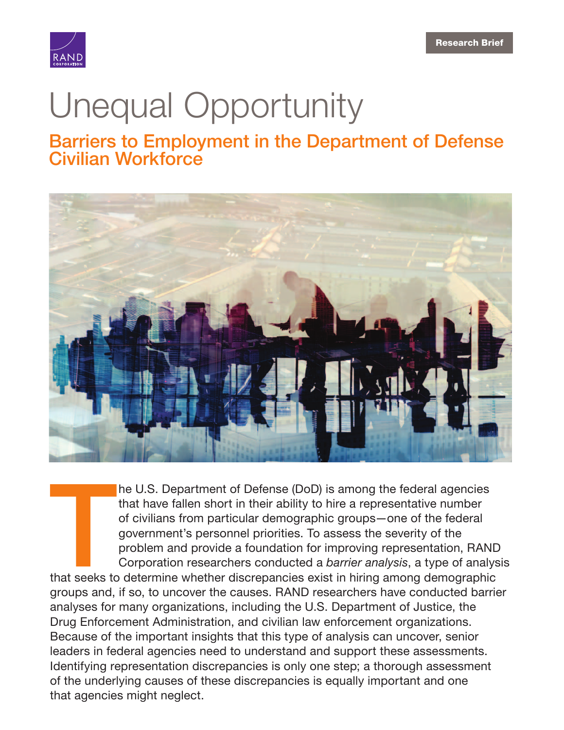Research Brief

# Unequal Opportunity

## Barriers to Employment in the Department of Defense Civilian Workforce

The U.S. Department of Defense (DoD) is among the federal agencies that have fallen short in their ability to hire a representative number of civilians from particular demographic groups—one of the federal government's personnel priorities. To assess the severity of the problem and provide a foundation for improving representation, RAND Corporation researchers conducted a *barrier analysis*, a type of analysis that seeks to determine whether discrepancies exist in hiring among demographic groups and, if so, to uncover the causes. RAND researchers have conducted barrier analyses for many organizations, including the U.S. Department of Justice, the Drug Enforcement Administration, and civilian law enforcement organizations. Because of the important insights that this type of analysis can uncover, senior leaders in federal agencies need to understand and support these assessments. Identifying representation discrepancies is only one step; a thorough assessment of the underlying causes of these discrepancies is equally important and one that agencies might neglect.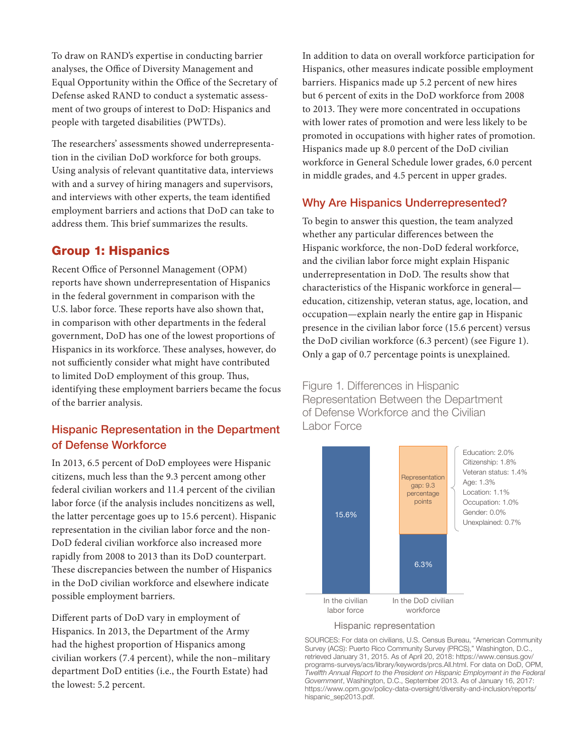To draw on RAND's expertise in conducting barrier analyses, the Office of Diversity Management and Equal Opportunity within the Office of the Secretary of Defense asked RAND to conduct a systematic assessment of two groups of interest to DoD: Hispanics and people with targeted disabilities (PWTDs).

The researchers' assessments showed underrepresentation in the civilian DoD workforce for both groups. Using analysis of relevant quantitative data, interviews with and a survey of hiring managers and supervisors, and interviews with other experts, the team identified employment barriers and actions that DoD can take to address them. This brief summarizes the results.

## Group 1: Hispanics

Recent Office of Personnel Management (OPM) reports have shown underrepresentation of Hispanics in the federal government in comparison with the U.S. labor force. These reports have also shown that, in comparison with other departments in the federal government, DoD has one of the lowest proportions of Hispanics in its workforce. These analyses, however, do not sufficiently consider what might have contributed to limited DoD employment of this group. Thus, identifying these employment barriers became the focus of the barrier analysis.

### Hispanic Representation in the Department of Defense Workforce

In 2013, 6.5 percent of DoD employees were Hispanic citizens, much less than the 9.3 percent among other federal civilian workers and 11.4 percent of the civilian labor force (if the analysis includes noncitizens as well, the latter percentage goes up to 15.6 percent). Hispanic representation in the civilian labor force and the non-DoD federal civilian workforce also increased more rapidly from 2008 to 2013 than its DoD counterpart. These discrepancies between the number of Hispanics in the DoD civilian workforce and elsewhere indicate possible employment barriers.

Different parts of DoD vary in employment of Hispanics. In 2013, the Department of the Army had the highest proportion of Hispanics among civilian workers (7.4 percent), while the non–military department DoD entities (i.e., the Fourth Estate) had the lowest: 5.2 percent.

In addition to data on overall workforce participation for Hispanics, other measures indicate possible employment barriers. Hispanics made up 5.2 percent of new hires but 6 percent of exits in the DoD workforce from 2008 to 2013. They were more concentrated in occupations with lower rates of promotion and were less likely to be promoted in occupations with higher rates of promotion. Hispanics made up 8.0 percent of the DoD civilian workforce in General Schedule lower grades, 6.0 percent in middle grades, and 4.5 percent in upper grades.

### Why Are Hispanics Underrepresented?

To begin to answer this question, the team analyzed whether any particular differences between the Hispanic workforce, the non-DoD federal workforce, and the civilian labor force might explain Hispanic underrepresentation in DoD. The results show that characteristics of the Hispanic workforce in general—education, citizenship, veteran status, age, location, and occupation—explain nearly the entire gap in Hispanic presence in the civilian labor force (15.6 percent) versus the DoD civilian workforce (6.3 percent) (see Figure 1). Only a gap of 0.7 percentage points is unexplained.

Figure 1. Differences in Hispanic Representation Between the Department of Defense Workforce and the Civilian Labor Force

| Hispanic representation | Value |
|---|---|
| In the civilian labor force | 15.6% |
| In the DoD civilian workforce | 6.3% |
| Representation gap | 9.3 percentage points |

| Component of gap | Percentage points |
|---|---|
| Education | 2.0% |
| Citizenship | 1.8% |
| Veteran status | 1.4% |
| Age | 1.3% |
| Location | 1.1% |
| Occupation | 1.0% |
| Gender | 0.0% |
| Unexplained | 0.7% |

SOURCES: For data on civilians, U.S. Census Bureau, "American Community Survey (ACS): Puerto Rico Community Survey (PRCS)," Washington, D.C., retrieved January 31, 2015. As of April 20, 2018: https://www.census.gov/programs-surveys/acs/library/keywords/prcs.All.html. For data on DoD, OPM, *Twelfth Annual Report to the President on Hispanic Employment in the Federal Government*, Washington, D.C., September 2013. As of January 16, 2017: https://www.opm.gov/policy-data-oversight/diversity-and-inclusion/reports/hispanic_sep2013.pdf.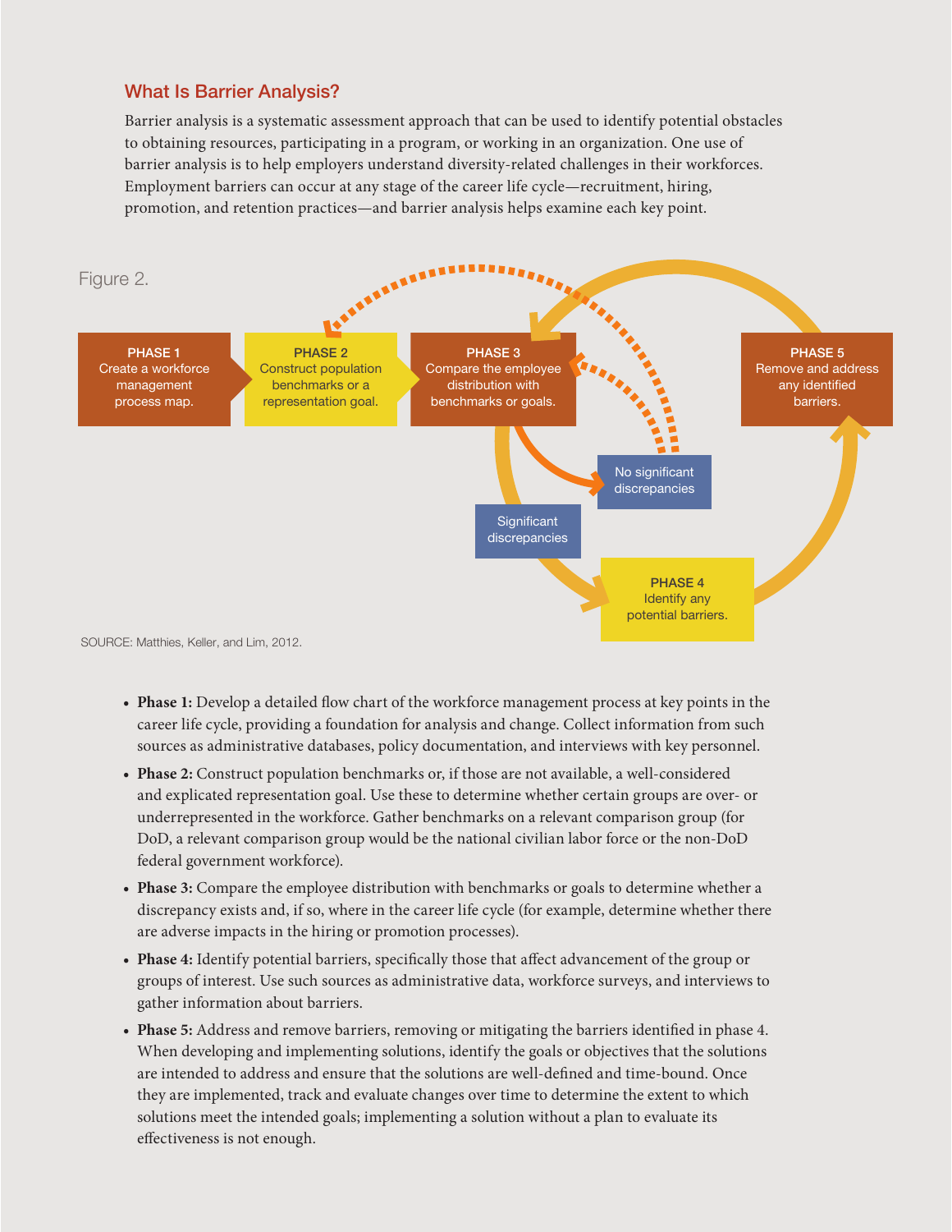## What Is Barrier Analysis?

Barrier analysis is a systematic assessment approach that can be used to identify potential obstacles to obtaining resources, participating in a program, or working in an organization. One use of barrier analysis is to help employers understand diversity-related challenges in their workforces. Employment barriers can occur at any stage of the career life cycle—recruitment, hiring, promotion, and retention practices—and barrier analysis helps examine each key point.

Figure 2.

**PHASE 1** Create a workforce management process map.

**PHASE 2** Construct population benchmarks or a representation goal.

**PHASE 3** Compare the employee distribution with benchmarks or goals.

No significant discrepancies

Significant discrepancies

**PHASE 4** Identify any potential barriers.

**PHASE 5** Remove and address any identified barriers.

SOURCE: Matthies, Keller, and Lim, 2012.

- **Phase 1:** Develop a detailed flow chart of the workforce management process at key points in the career life cycle, providing a foundation for analysis and change. Collect information from such sources as administrative databases, policy documentation, and interviews with key personnel.
- **Phase 2:** Construct population benchmarks or, if those are not available, a well-considered and explicated representation goal. Use these to determine whether certain groups are over- or underrepresented in the workforce. Gather benchmarks on a relevant comparison group (for DoD, a relevant comparison group would be the national civilian labor force or the non-DoD federal government workforce).
- **Phase 3:** Compare the employee distribution with benchmarks or goals to determine whether a discrepancy exists and, if so, where in the career life cycle (for example, determine whether there are adverse impacts in the hiring or promotion processes).
- **Phase 4:** Identify potential barriers, specifically those that affect advancement of the group or groups of interest. Use such sources as administrative data, workforce surveys, and interviews to gather information about barriers.
- **Phase 5:** Address and remove barriers, removing or mitigating the barriers identified in phase 4. When developing and implementing solutions, identify the goals or objectives that the solutions are intended to address and ensure that the solutions are well-defined and time-bound. Once they are implemented, track and evaluate changes over time to determine the extent to which solutions meet the intended goals; implementing a solution without a plan to evaluate its effectiveness is not enough.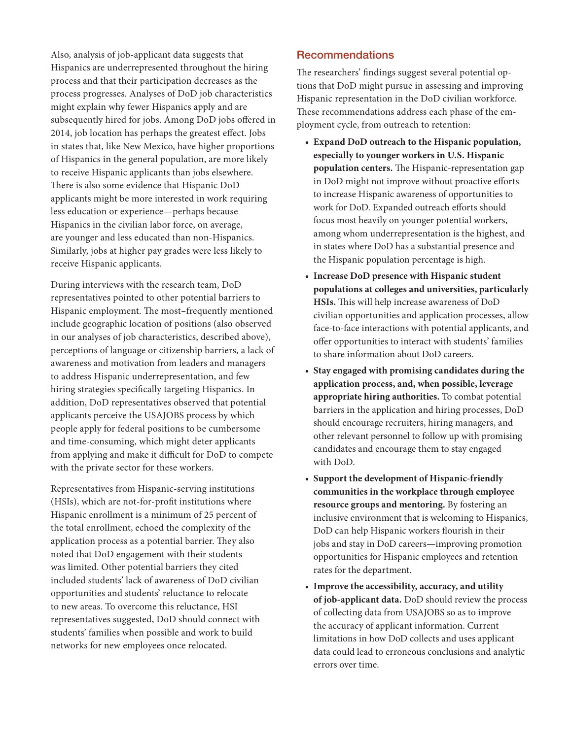Also, analysis of job-applicant data suggests that Hispanics are underrepresented throughout the hiring process and that their participation decreases as the process progresses. Analyses of DoD job characteristics might explain why fewer Hispanics apply and are subsequently hired for jobs. Among DoD jobs offered in 2014, job location has perhaps the greatest effect. Jobs in states that, like New Mexico, have higher proportions of Hispanics in the general population, are more likely to receive Hispanic applicants than jobs elsewhere. There is also some evidence that Hispanic DoD applicants might be more interested in work requiring less education or experience—perhaps because Hispanics in the civilian labor force, on average, are younger and less educated than non-Hispanics. Similarly, jobs at higher pay grades were less likely to receive Hispanic applicants.

During interviews with the research team, DoD representatives pointed to other potential barriers to Hispanic employment. The most–frequently mentioned include geographic location of positions (also observed in our analyses of job characteristics, described above), perceptions of language or citizenship barriers, a lack of awareness and motivation from leaders and managers to address Hispanic underrepresentation, and few hiring strategies specifically targeting Hispanics. In addition, DoD representatives observed that potential applicants perceive the USAJOBS process by which people apply for federal positions to be cumbersome and time-consuming, which might deter applicants from applying and make it difficult for DoD to compete with the private sector for these workers.

Representatives from Hispanic-serving institutions (HSIs), which are not-for-profit institutions where Hispanic enrollment is a minimum of 25 percent of the total enrollment, echoed the complexity of the application process as a potential barrier. They also noted that DoD engagement with their students was limited. Other potential barriers they cited included students' lack of awareness of DoD civilian opportunities and students' reluctance to relocate to new areas. To overcome this reluctance, HSI representatives suggested, DoD should connect with students' families when possible and work to build networks for new employees once relocated.

## Recommendations

The researchers' findings suggest several potential options that DoD might pursue in assessing and improving Hispanic representation in the DoD civilian workforce. These recommendations address each phase of the employment cycle, from outreach to retention:

- **Expand DoD outreach to the Hispanic population, especially to younger workers in U.S. Hispanic population centers.** The Hispanic-representation gap in DoD might not improve without proactive efforts to increase Hispanic awareness of opportunities to work for DoD. Expanded outreach efforts should focus most heavily on younger potential workers, among whom underrepresentation is the highest, and in states where DoD has a substantial presence and the Hispanic population percentage is high.
- **Increase DoD presence with Hispanic student populations at colleges and universities, particularly HSIs.** This will help increase awareness of DoD civilian opportunities and application processes, allow face-to-face interactions with potential applicants, and offer opportunities to interact with students' families to share information about DoD careers.
- **Stay engaged with promising candidates during the application process, and, when possible, leverage appropriate hiring authorities.** To combat potential barriers in the application and hiring processes, DoD should encourage recruiters, hiring managers, and other relevant personnel to follow up with promising candidates and encourage them to stay engaged with DoD.
- **Support the development of Hispanic-friendly communities in the workplace through employee resource groups and mentoring.** By fostering an inclusive environment that is welcoming to Hispanics, DoD can help Hispanic workers flourish in their jobs and stay in DoD careers—improving promotion opportunities for Hispanic employees and retention rates for the department.
- **Improve the accessibility, accuracy, and utility of job-applicant data.** DoD should review the process of collecting data from USAJOBS so as to improve the accuracy of applicant information. Current limitations in how DoD collects and uses applicant data could lead to erroneous conclusions and analytic errors over time.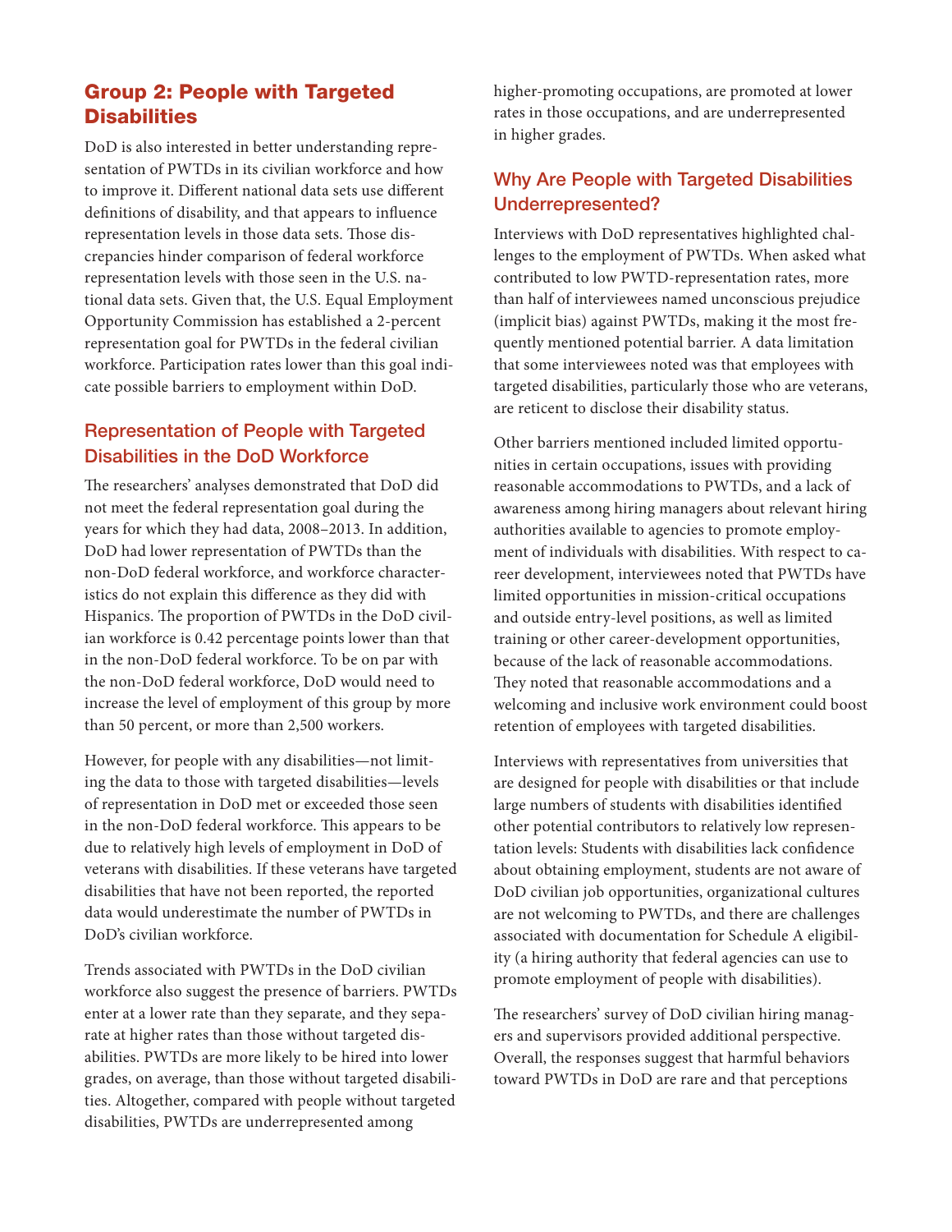## Group 2: People with Targeted Disabilities

DoD is also interested in better understanding representation of PWTDs in its civilian workforce and how to improve it. Different national data sets use different definitions of disability, and that appears to influence representation levels in those data sets. Those discrepancies hinder comparison of federal workforce representation levels with those seen in the U.S. national data sets. Given that, the U.S. Equal Employment Opportunity Commission has established a 2-percent representation goal for PWTDs in the federal civilian workforce. Participation rates lower than this goal indicate possible barriers to employment within DoD.

### Representation of People with Targeted Disabilities in the DoD Workforce

The researchers' analyses demonstrated that DoD did not meet the federal representation goal during the years for which they had data, 2008–2013. In addition, DoD had lower representation of PWTDs than the non-DoD federal workforce, and workforce characteristics do not explain this difference as they did with Hispanics. The proportion of PWTDs in the DoD civilian workforce is 0.42 percentage points lower than that in the non-DoD federal workforce. To be on par with the non-DoD federal workforce, DoD would need to increase the level of employment of this group by more than 50 percent, or more than 2,500 workers.

However, for people with any disabilities—not limiting the data to those with targeted disabilities—levels of representation in DoD met or exceeded those seen in the non-DoD federal workforce. This appears to be due to relatively high levels of employment in DoD of veterans with disabilities. If these veterans have targeted disabilities that have not been reported, the reported data would underestimate the number of PWTDs in DoD's civilian workforce.

Trends associated with PWTDs in the DoD civilian workforce also suggest the presence of barriers. PWTDs enter at a lower rate than they separate, and they separate at higher rates than those without targeted disabilities. PWTDs are more likely to be hired into lower grades, on average, than those without targeted disabilities. Altogether, compared with people without targeted disabilities, PWTDs are underrepresented among higher-promoting occupations, are promoted at lower rates in those occupations, and are underrepresented in higher grades.

### Why Are People with Targeted Disabilities Underrepresented?

Interviews with DoD representatives highlighted challenges to the employment of PWTDs. When asked what contributed to low PWTD-representation rates, more than half of interviewees named unconscious prejudice (implicit bias) against PWTDs, making it the most frequently mentioned potential barrier. A data limitation that some interviewees noted was that employees with targeted disabilities, particularly those who are veterans, are reticent to disclose their disability status.

Other barriers mentioned included limited opportunities in certain occupations, issues with providing reasonable accommodations to PWTDs, and a lack of awareness among hiring managers about relevant hiring authorities available to agencies to promote employment of individuals with disabilities. With respect to career development, interviewees noted that PWTDs have limited opportunities in mission-critical occupations and outside entry-level positions, as well as limited training or other career-development opportunities, because of the lack of reasonable accommodations. They noted that reasonable accommodations and a welcoming and inclusive work environment could boost retention of employees with targeted disabilities.

Interviews with representatives from universities that are designed for people with disabilities or that include large numbers of students with disabilities identified other potential contributors to relatively low representation levels: Students with disabilities lack confidence about obtaining employment, students are not aware of DoD civilian job opportunities, organizational cultures are not welcoming to PWTDs, and there are challenges associated with documentation for Schedule A eligibility (a hiring authority that federal agencies can use to promote employment of people with disabilities).

The researchers' survey of DoD civilian hiring managers and supervisors provided additional perspective. Overall, the responses suggest that harmful behaviors toward PWTDs in DoD are rare and that perceptions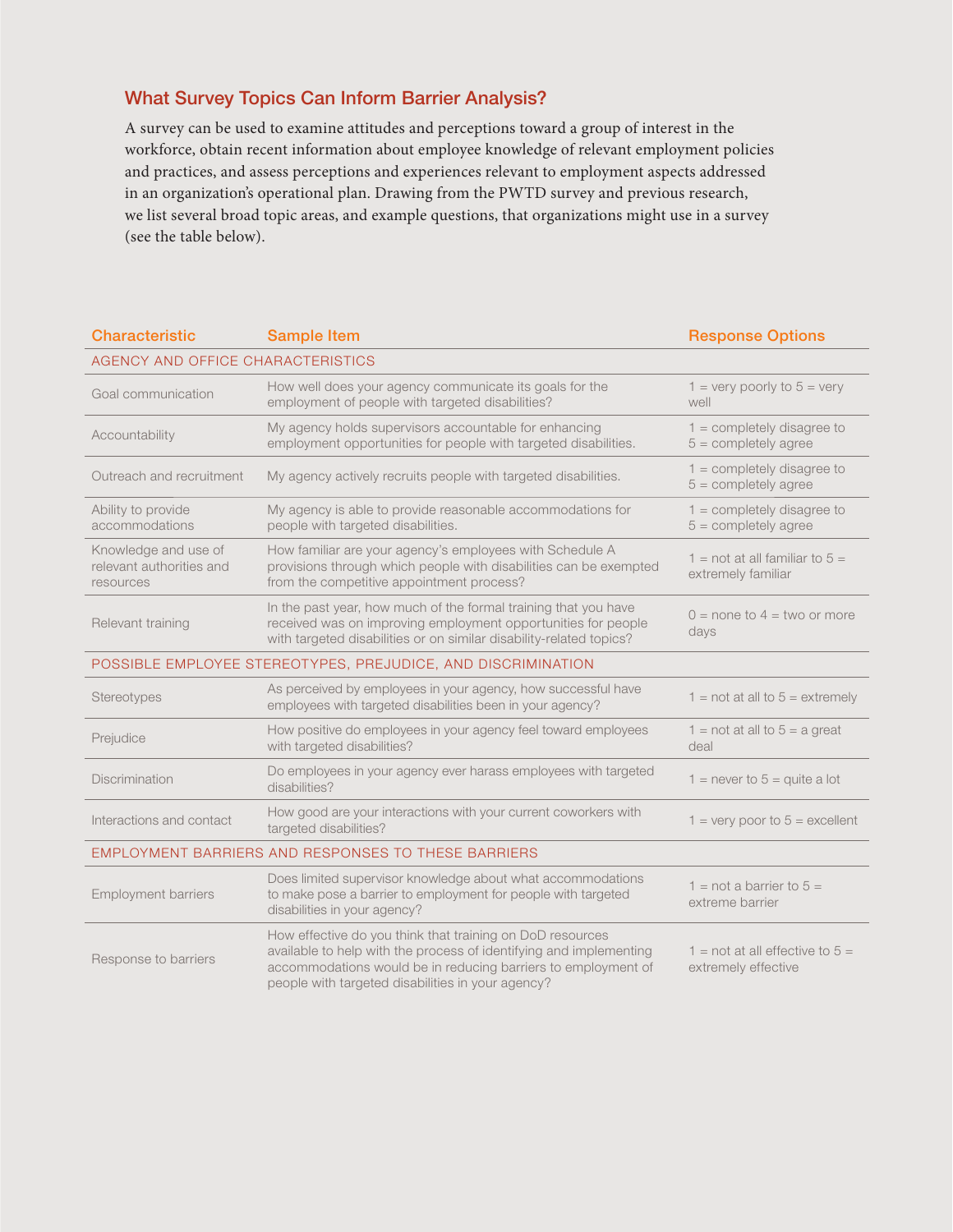## What Survey Topics Can Inform Barrier Analysis?

A survey can be used to examine attitudes and perceptions toward a group of interest in the workforce, obtain recent information about employee knowledge of relevant employment policies and practices, and assess perceptions and experiences relevant to employment aspects addressed in an organization's operational plan. Drawing from the PWTD survey and previous research, we list several broad topic areas, and example questions, that organizations might use in a survey (see the table below).

| Characteristic | Sample Item | Response Options |
|---|---|---|
| AGENCY AND OFFICE CHARACTERISTICS | | |
| Goal communication | How well does your agency communicate its goals for the employment of people with targeted disabilities? | 1 = very poorly to 5 = very well |
| Accountability | My agency holds supervisors accountable for enhancing employment opportunities for people with targeted disabilities. | 1 = completely disagree to 5 = completely agree |
| Outreach and recruitment | My agency actively recruits people with targeted disabilities. | 1 = completely disagree to 5 = completely agree |
| Ability to provide accommodations | My agency is able to provide reasonable accommodations for people with targeted disabilities. | 1 = completely disagree to 5 = completely agree |
| Knowledge and use of relevant authorities and resources | How familiar are your agency's employees with Schedule A provisions through which people with disabilities can be exempted from the competitive appointment process? | 1 = not at all familiar to 5 = extremely familiar |
| Relevant training | In the past year, how much of the formal training that you have received was on improving employment opportunities for people with targeted disabilities or on similar disability-related topics? | 0 = none to 4 = two or more days |
| POSSIBLE EMPLOYEE STEREOTYPES, PREJUDICE, AND DISCRIMINATION | | |
| Stereotypes | As perceived by employees in your agency, how successful have employees with targeted disabilities been in your agency? | 1 = not at all to 5 = extremely |
| Prejudice | How positive do employees in your agency feel toward employees with targeted disabilities? | 1 = not at all to 5 = a great deal |
| Discrimination | Do employees in your agency ever harass employees with targeted disabilities? | 1 = never to 5 = quite a lot |
| Interactions and contact | How good are your interactions with your current coworkers with targeted disabilities? | 1 = very poor to 5 = excellent |
| EMPLOYMENT BARRIERS AND RESPONSES TO THESE BARRIERS | | |
| Employment barriers | Does limited supervisor knowledge about what accommodations to make pose a barrier to employment for people with targeted disabilities in your agency? | 1 = not a barrier to 5 = extreme barrier |
| Response to barriers | How effective do you think that training on DoD resources available to help with the process of identifying and implementing accommodations would be in reducing barriers to employment of people with targeted disabilities in your agency? | 1 = not at all effective to 5 = extremely effective |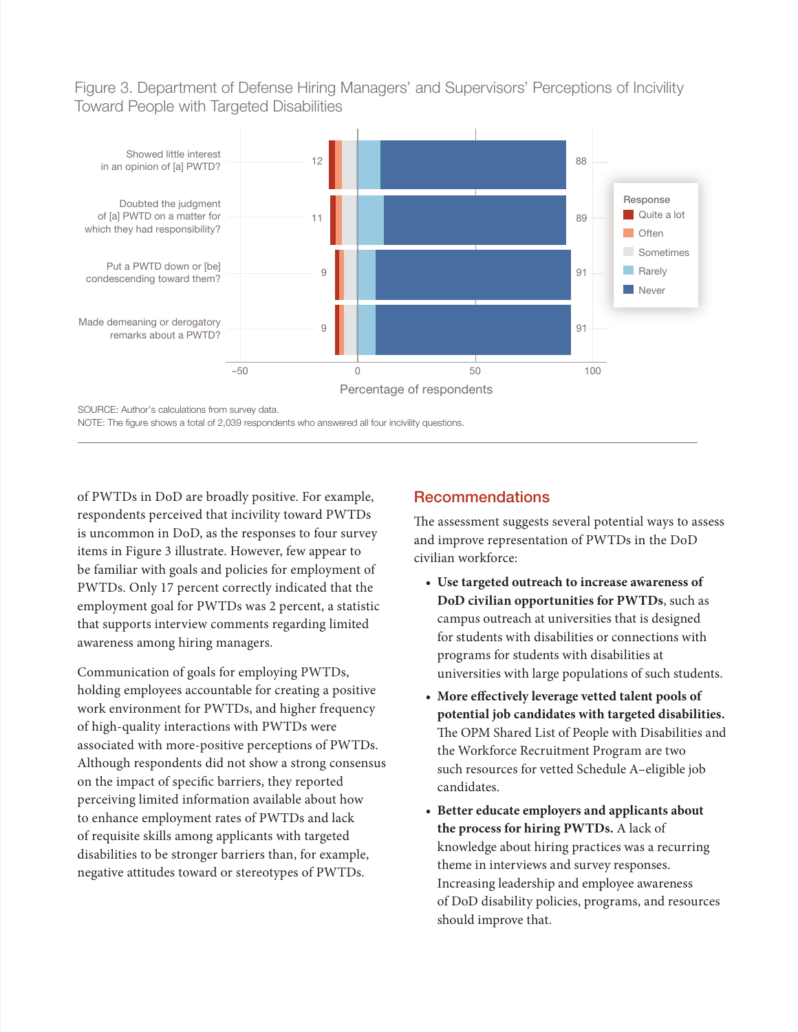Figure 3. Department of Defense Hiring Managers' and Supervisors' Perceptions of Incivility Toward People with Targeted Disabilities

| Item | Quite a lot / Often / Sometimes | Rarely / Never |
| --- | --- | --- |
| Showed little interest in an opinion of [a] PWTD? | 12 | 88 |
| Doubted the judgment of [a] PWTD on a matter for which they had responsibility? | 11 | 89 |
| Put a PWTD down or [be] condescending toward them? | 9 | 91 |
| Made demeaning or derogatory remarks about a PWTD? | 9 | 91 |

Percentage of respondents

Response: Quite a lot, Often, Sometimes, Rarely, Never

SOURCE: Author's calculations from survey data.
NOTE: The figure shows a total of 2,039 respondents who answered all four incivility questions.

of PWTDs in DoD are broadly positive. For example, respondents perceived that incivility toward PWTDs is uncommon in DoD, as the responses to four survey items in Figure 3 illustrate. However, few appear to be familiar with goals and policies for employment of PWTDs. Only 17 percent correctly indicated that the employment goal for PWTDs was 2 percent, a statistic that supports interview comments regarding limited awareness among hiring managers.

Communication of goals for employing PWTDs, holding employees accountable for creating a positive work environment for PWTDs, and higher frequency of high-quality interactions with PWTDs were associated with more-positive perceptions of PWTDs. Although respondents did not show a strong consensus on the impact of specific barriers, they reported perceiving limited information available about how to enhance employment rates of PWTDs and lack of requisite skills among applicants with targeted disabilities to be stronger barriers than, for example, negative attitudes toward or stereotypes of PWTDs.

## Recommendations

The assessment suggests several potential ways to assess and improve representation of PWTDs in the DoD civilian workforce:

- **Use targeted outreach to increase awareness of DoD civilian opportunities for PWTDs**, such as campus outreach at universities that is designed for students with disabilities or connections with programs for students with disabilities at universities with large populations of such students.
- **More effectively leverage vetted talent pools of potential job candidates with targeted disabilities.** The OPM Shared List of People with Disabilities and the Workforce Recruitment Program are two such resources for vetted Schedule A–eligible job candidates.
- **Better educate employers and applicants about the process for hiring PWTDs.** A lack of knowledge about hiring practices was a recurring theme in interviews and survey responses. Increasing leadership and employee awareness of DoD disability policies, programs, and resources should improve that.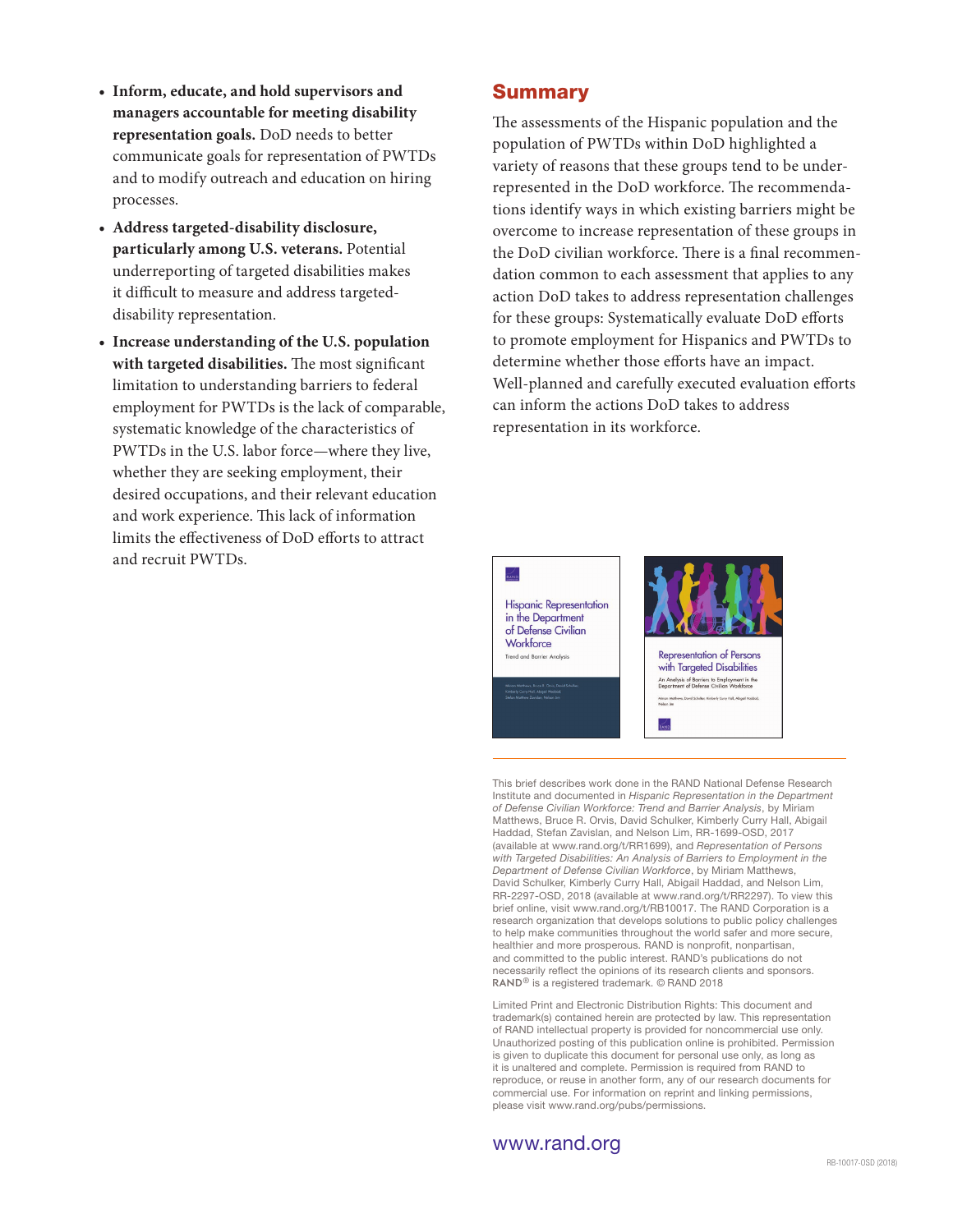- **Inform, educate, and hold supervisors and managers accountable for meeting disability representation goals.** DoD needs to better communicate goals for representation of PWTDs and to modify outreach and education on hiring processes.
- **Address targeted-disability disclosure, particularly among U.S. veterans.** Potential underreporting of targeted disabilities makes it difficult to measure and address targeted-disability representation.
- **Increase understanding of the U.S. population with targeted disabilities.** The most significant limitation to understanding barriers to federal employment for PWTDs is the lack of comparable, systematic knowledge of the characteristics of PWTDs in the U.S. labor force—where they live, whether they are seeking employment, their desired occupations, and their relevant education and work experience. This lack of information limits the effectiveness of DoD efforts to attract and recruit PWTDs.

## Summary

The assessments of the Hispanic population and the population of PWTDs within DoD highlighted a variety of reasons that these groups tend to be underrepresented in the DoD workforce. The recommendations identify ways in which existing barriers might be overcome to increase representation of these groups in the DoD civilian workforce. There is a final recommendation common to each assessment that applies to any action DoD takes to address representation challenges for these groups: Systematically evaluate DoD efforts to promote employment for Hispanics and PWTDs to determine whether those efforts have an impact. Well-planned and carefully executed evaluation efforts can inform the actions DoD takes to address representation in its workforce.

Hispanic Representation in the Department of Defense Civilian Workforce
Trend and Barrier Analysis

Representation of Persons with Targeted Disabilities
An Analysis of Barriers to Employment in the Department of Defense Civilian Workforce

---

This brief describes work done in the RAND National Defense Research Institute and documented in *Hispanic Representation in the Department of Defense Civilian Workforce: Trend and Barrier Analysis*, by Miriam Matthews, Bruce R. Orvis, David Schulker, Kimberly Curry Hall, Abigail Haddad, Stefan Zavislan, and Nelson Lim, RR-1699-OSD, 2017 (available at www.rand.org/t/RR1699), and *Representation of Persons with Targeted Disabilities: An Analysis of Barriers to Employment in the Department of Defense Civilian Workforce*, by Miriam Matthews, David Schulker, Kimberly Curry Hall, Abigail Haddad, and Nelson Lim, RR-2297-OSD, 2018 (available at www.rand.org/t/RR2297). To view this brief online, visit www.rand.org/t/RB10017. The RAND Corporation is a research organization that develops solutions to public policy challenges to help make communities throughout the world safer and more secure, healthier and more prosperous. RAND is nonprofit, nonpartisan, and committed to the public interest. RAND's publications do not necessarily reflect the opinions of its research clients and sponsors. **RAND**® is a registered trademark. © RAND 2018

Limited Print and Electronic Distribution Rights: This document and trademark(s) contained herein are protected by law. This representation of RAND intellectual property is provided for noncommercial use only. Unauthorized posting of this publication online is prohibited. Permission is given to duplicate this document for personal use only, as long as it is unaltered and complete. Permission is required from RAND to reproduce, or reuse in another form, any of our research documents for commercial use. For information on reprint and linking permissions, please visit www.rand.org/pubs/permissions.

www.rand.org

RB-10017-OSD (2018)